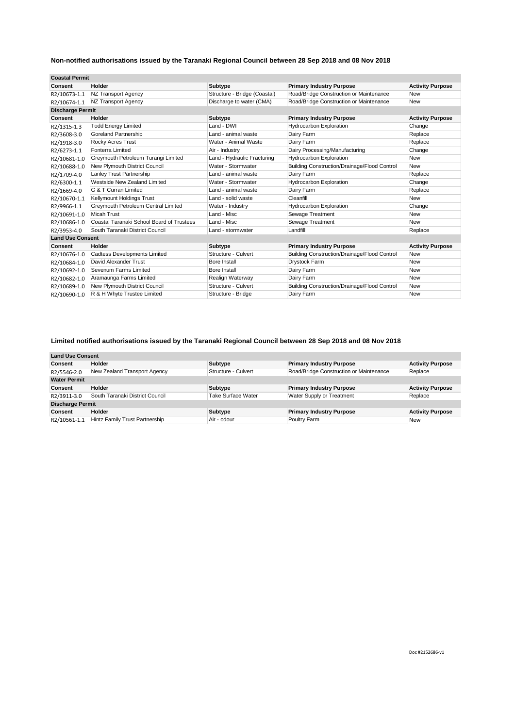## Non-notified authorisations issued by the Taranaki Regional Council between 28 Sep 2018 and 08 Nov 2018

| Coastal Permit | | | | |
|---|---|---|---|---|
| **Consent** | **Holder** | **Subtype** | **Primary Industry Purpose** | **Activity Purpose** |
| R2/10673-1.1 | NZ Transport Agency | Structure - Bridge (Coastal) | Road/Bridge Construction or Maintenance | New |
| R2/10674-1.1 | NZ Transport Agency | Discharge to water (CMA) | Road/Bridge Construction or Maintenance | New |
| **Discharge Permit** | | | | |
| **Consent** | **Holder** | **Subtype** | **Primary Industry Purpose** | **Activity Purpose** |
| R2/1315-1.3 | Todd Energy Limited | Land - DWI | Hydrocarbon Exploration | Change |
| R2/3608-3.0 | Goreland Partnership | Land - animal waste | Dairy Farm | Replace |
| R2/1918-3.0 | Rocky Acres Trust | Water - Animal Waste | Dairy Farm | Replace |
| R2/6273-1.1 | Fonterra Limited | Air - Industry | Dairy Processing/Manufacturing | Change |
| R2/10681-1.0 | Greymouth Petroleum Turangi Limited | Land - Hydraulic Fracturing | Hydrocarbon Exploration | New |
| R2/10688-1.0 | New Plymouth District Council | Water - Stormwater | Building Construction/Drainage/Flood Control | New |
| R2/1709-4.0 | Lanley Trust Partnership | Land - animal waste | Dairy Farm | Replace |
| R2/6300-1.1 | Westside New Zealand Limited | Water - Stormwater | Hydrocarbon Exploration | Change |
| R2/1669-4.0 | G & T Curran Limited | Land - animal waste | Dairy Farm | Replace |
| R2/10670-1.1 | Kellymount Holdings Trust | Land - solid waste | Cleanfill | New |
| R2/9966-1.1 | Greymouth Petroleum Central Limited | Water - Industry | Hydrocarbon Exploration | Change |
| R2/10691-1.0 | Micah Trust | Land - Misc | Sewage Treatment | New |
| R2/10686-1.0 | Coastal Taranaki School Board of Trustees | Land - Misc | Sewage Treatment | New |
| R2/3953-4.0 | South Taranaki District Council | Land - stormwater | Landfill | Replace |
| **Land Use Consent** | | | | |
| **Consent** | **Holder** | **Subtype** | **Primary Industry Purpose** | **Activity Purpose** |
| R2/10676-1.0 | Cadtess Developments Limited | Structure - Culvert | Building Construction/Drainage/Flood Control | New |
| R2/10684-1.0 | David Alexander Trust | Bore Install | Drystock Farm | New |
| R2/10692-1.0 | Sevenum Farms Limited | Bore Install | Dairy Farm | New |
| R2/10682-1.0 | Aramaunga Farms Limited | Realign Waterway | Dairy Farm | New |
| R2/10689-1.0 | New Plymouth District Council | Structure - Culvert | Building Construction/Drainage/Flood Control | New |
| R2/10690-1.0 | R & H Whyte Trustee Limited | Structure - Bridge | Dairy Farm | New |

## Limited notified authorisations issued by the Taranaki Regional Council between 28 Sep 2018 and 08 Nov 2018

| Land Use Consent | | | | |
|---|---|---|---|---|
| **Consent** | **Holder** | **Subtype** | **Primary Industry Purpose** | **Activity Purpose** |
| R2/5546-2.0 | New Zealand Transport Agency | Structure - Culvert | Road/Bridge Construction or Maintenance | Replace |
| **Water Permit** | | | | |
| **Consent** | **Holder** | **Subtype** | **Primary Industry Purpose** | **Activity Purpose** |
| R2/3911-3.0 | South Taranaki District Council | Take Surface Water | Water Supply or Treatment | Replace |
| **Discharge Permit** | | | | |
| **Consent** | **Holder** | **Subtype** | **Primary Industry Purpose** | **Activity Purpose** |
| R2/10561-1.1 | Hintz Family Trust Partnership | Air - odour | Poultry Farm | New |

Doc #2152686-v1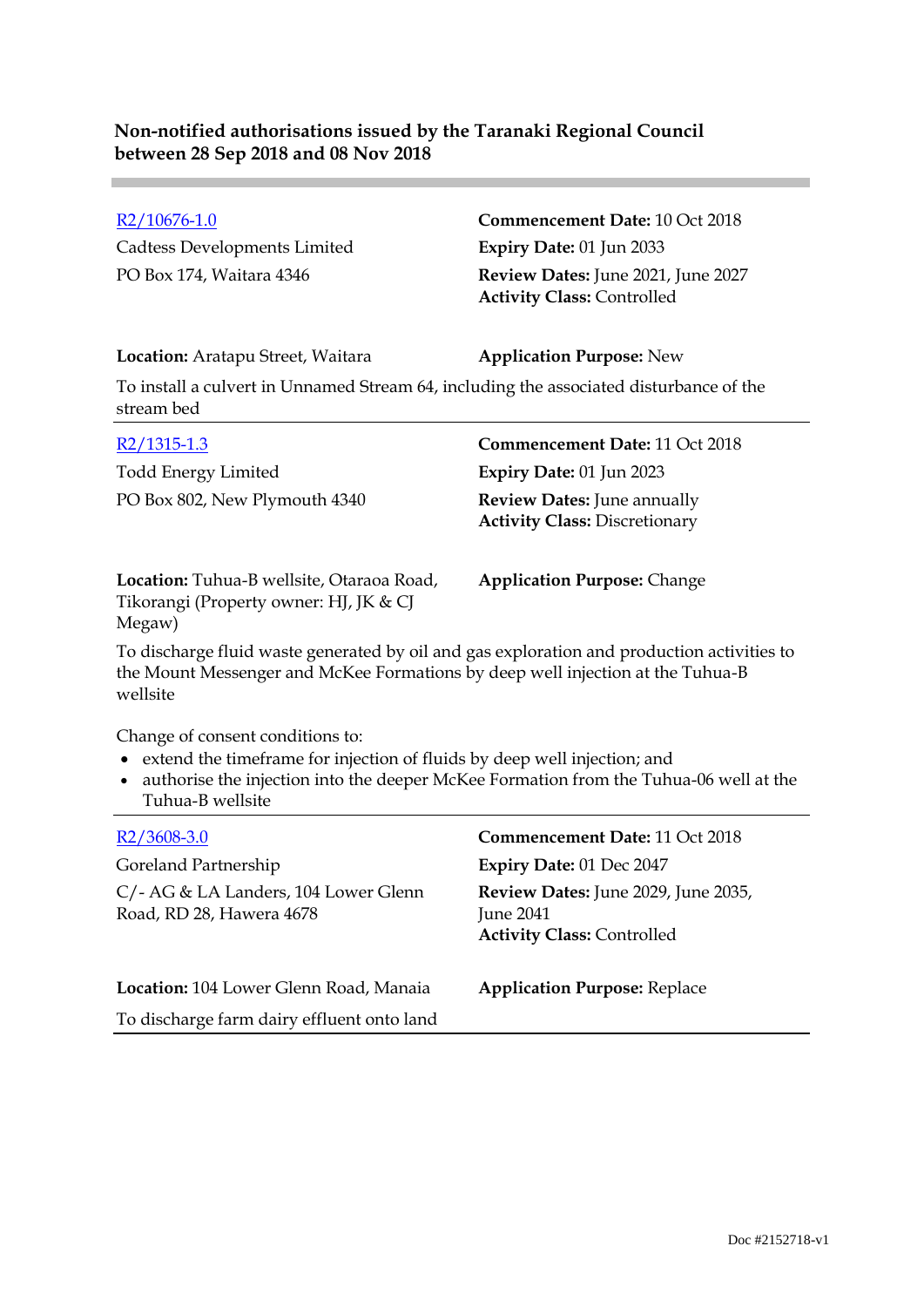**Non-notified authorisations issued by the Taranaki Regional Council between 28 Sep 2018 and 08 Nov 2018**

---

[R2/10676-1.0](R2/10676-1.0)
Cadtess Developments Limited
PO Box 174, Waitara 4346

**Commencement Date:** 10 Oct 2018
**Expiry Date:** 01 Jun 2033
**Review Dates:** June 2021, June 2027
**Activity Class:** Controlled

**Location:** Aratapu Street, Waitara

**Application Purpose:** New

To install a culvert in Unnamed Stream 64, including the associated disturbance of the stream bed

---

[R2/1315-1.3](R2/1315-1.3)
Todd Energy Limited
PO Box 802, New Plymouth 4340

**Commencement Date:** 11 Oct 2018
**Expiry Date:** 01 Jun 2023
**Review Dates:** June annually
**Activity Class:** Discretionary

**Location:** Tuhua-B wellsite, Otaraoa Road, Tikorangi (Property owner: HJ, JK & CJ Megaw)

**Application Purpose:** Change

To discharge fluid waste generated by oil and gas exploration and production activities to the Mount Messenger and McKee Formations by deep well injection at the Tuhua-B wellsite

Change of consent conditions to:

- extend the timeframe for injection of fluids by deep well injection; and
- authorise the injection into the deeper McKee Formation from the Tuhua-06 well at the Tuhua-B wellsite

---

[R2/3608-3.0](R2/3608-3.0)
Goreland Partnership
C/- AG & LA Landers, 104 Lower Glenn Road, RD 28, Hawera 4678

**Commencement Date:** 11 Oct 2018
**Expiry Date:** 01 Dec 2047
**Review Dates:** June 2029, June 2035, June 2041
**Activity Class:** Controlled

**Location:** 104 Lower Glenn Road, Manaia

**Application Purpose:** Replace

To discharge farm dairy effluent onto land

---

Doc #2152718-v1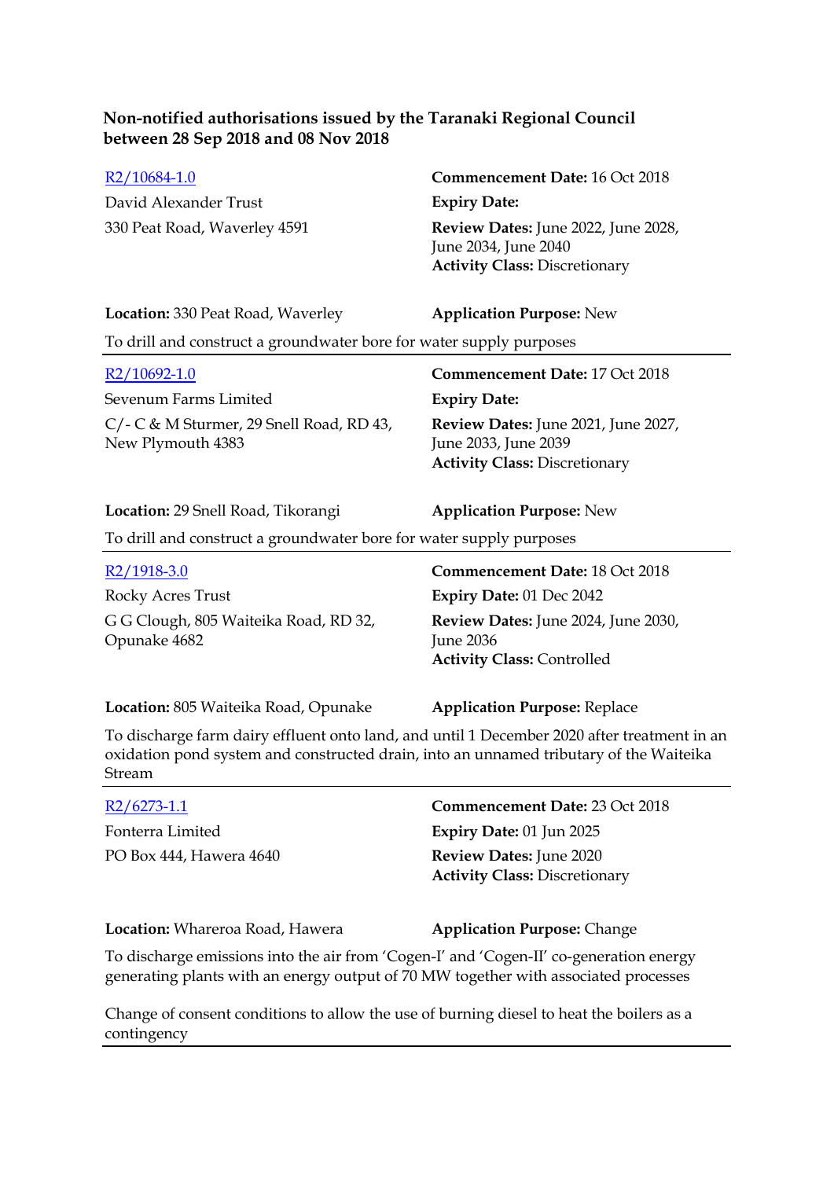**Non-notified authorisations issued by the Taranaki Regional Council between 28 Sep 2018 and 08 Nov 2018**

[R2/10684-1.0]

David Alexander Trust

330 Peat Road, Waverley 4591

**Commencement Date:** 16 Oct 2018

**Expiry Date:**

**Review Dates:** June 2022, June 2028, June 2034, June 2040

**Activity Class:** Discretionary

**Location:** 330 Peat Road, Waverley

**Application Purpose:** New

To drill and construct a groundwater bore for water supply purposes

---

[R2/10692-1.0]

Sevenum Farms Limited

C/- C & M Sturmer, 29 Snell Road, RD 43, New Plymouth 4383

**Commencement Date:** 17 Oct 2018

**Expiry Date:**

**Review Dates:** June 2021, June 2027, June 2033, June 2039

**Activity Class:** Discretionary

**Location:** 29 Snell Road, Tikorangi

**Application Purpose:** New

To drill and construct a groundwater bore for water supply purposes

---

[R2/1918-3.0]

Rocky Acres Trust

G G Clough, 805 Waiteika Road, RD 32, Opunake 4682

**Commencement Date:** 18 Oct 2018

**Expiry Date:** 01 Dec 2042

**Review Dates:** June 2024, June 2030, June 2036

**Activity Class:** Controlled

**Location:** 805 Waiteika Road, Opunake

**Application Purpose:** Replace

To discharge farm dairy effluent onto land, and until 1 December 2020 after treatment in an oxidation pond system and constructed drain, into an unnamed tributary of the Waiteika Stream

---

[R2/6273-1.1]

Fonterra Limited

PO Box 444, Hawera 4640

**Commencement Date:** 23 Oct 2018

**Expiry Date:** 01 Jun 2025

**Review Dates:** June 2020

**Activity Class:** Discretionary

**Location:** Whareroa Road, Hawera

**Application Purpose:** Change

To discharge emissions into the air from 'Cogen-I' and 'Cogen-II' co-generation energy generating plants with an energy output of 70 MW together with associated processes

Change of consent conditions to allow the use of burning diesel to heat the boilers as a contingency

---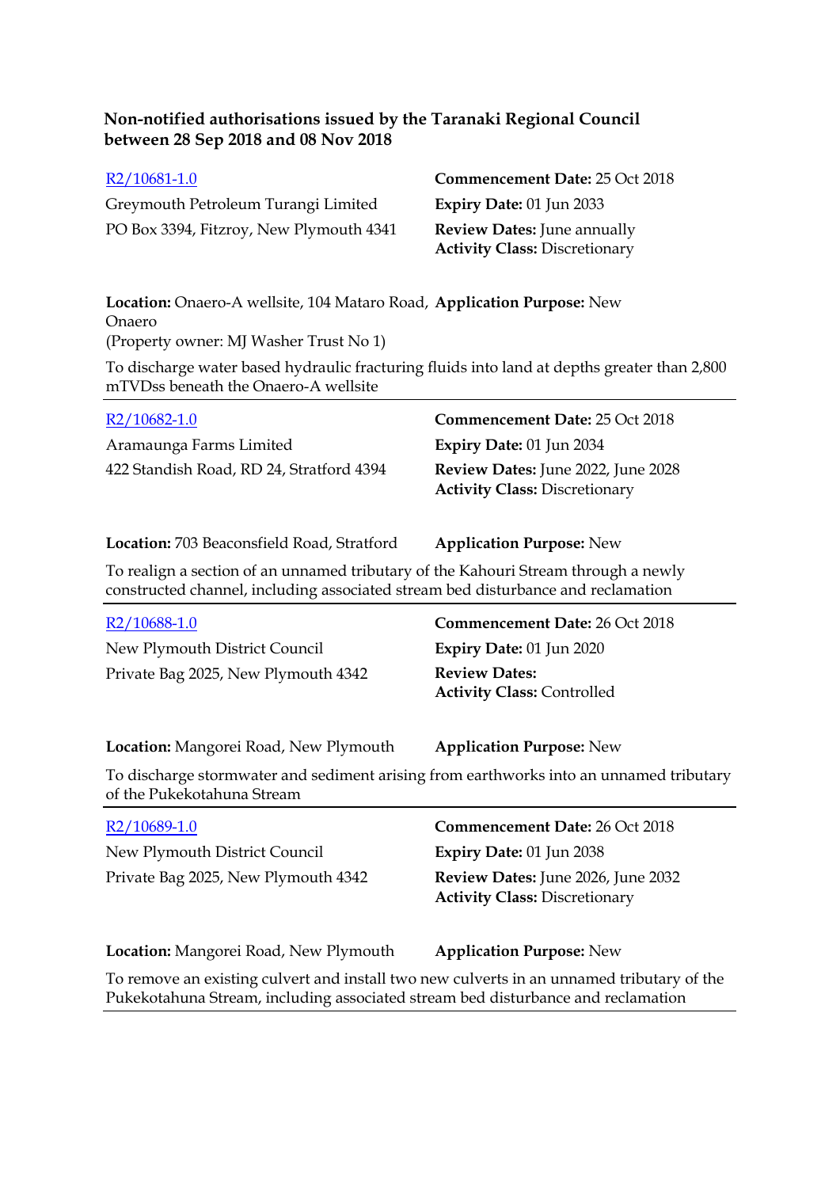**Non-notified authorisations issued by the Taranaki Regional Council between 28 Sep 2018 and 08 Nov 2018**

---

[R2/10681-1.0]
Greymouth Petroleum Turangi Limited
PO Box 3394, Fitzroy, New Plymouth 4341

**Commencement Date:** 25 Oct 2018
**Expiry Date:** 01 Jun 2033
**Review Dates:** June annually
**Activity Class:** Discretionary

**Location:** Onaero-A wellsite, 104 Mataro Road, Onaero
(Property owner: MJ Washer Trust No 1)

**Application Purpose:** New

To discharge water based hydraulic fracturing fluids into land at depths greater than 2,800 mTVDss beneath the Onaero-A wellsite

---

[R2/10682-1.0]
Aramaunga Farms Limited
422 Standish Road, RD 24, Stratford 4394

**Commencement Date:** 25 Oct 2018
**Expiry Date:** 01 Jun 2034
**Review Dates:** June 2022, June 2028
**Activity Class:** Discretionary

**Location:** 703 Beaconsfield Road, Stratford

**Application Purpose:** New

To realign a section of an unnamed tributary of the Kahouri Stream through a newly constructed channel, including associated stream bed disturbance and reclamation

---

[R2/10688-1.0]
New Plymouth District Council
Private Bag 2025, New Plymouth 4342

**Commencement Date:** 26 Oct 2018
**Expiry Date:** 01 Jun 2020
**Review Dates:**
**Activity Class:** Controlled

**Location:** Mangorei Road, New Plymouth

**Application Purpose:** New

To discharge stormwater and sediment arising from earthworks into an unnamed tributary of the Pukekotahuna Stream

---

[R2/10689-1.0]
New Plymouth District Council
Private Bag 2025, New Plymouth 4342

**Commencement Date:** 26 Oct 2018
**Expiry Date:** 01 Jun 2038
**Review Dates:** June 2026, June 2032
**Activity Class:** Discretionary

**Location:** Mangorei Road, New Plymouth

**Application Purpose:** New

To remove an existing culvert and install two new culverts in an unnamed tributary of the Pukekotahuna Stream, including associated stream bed disturbance and reclamation

---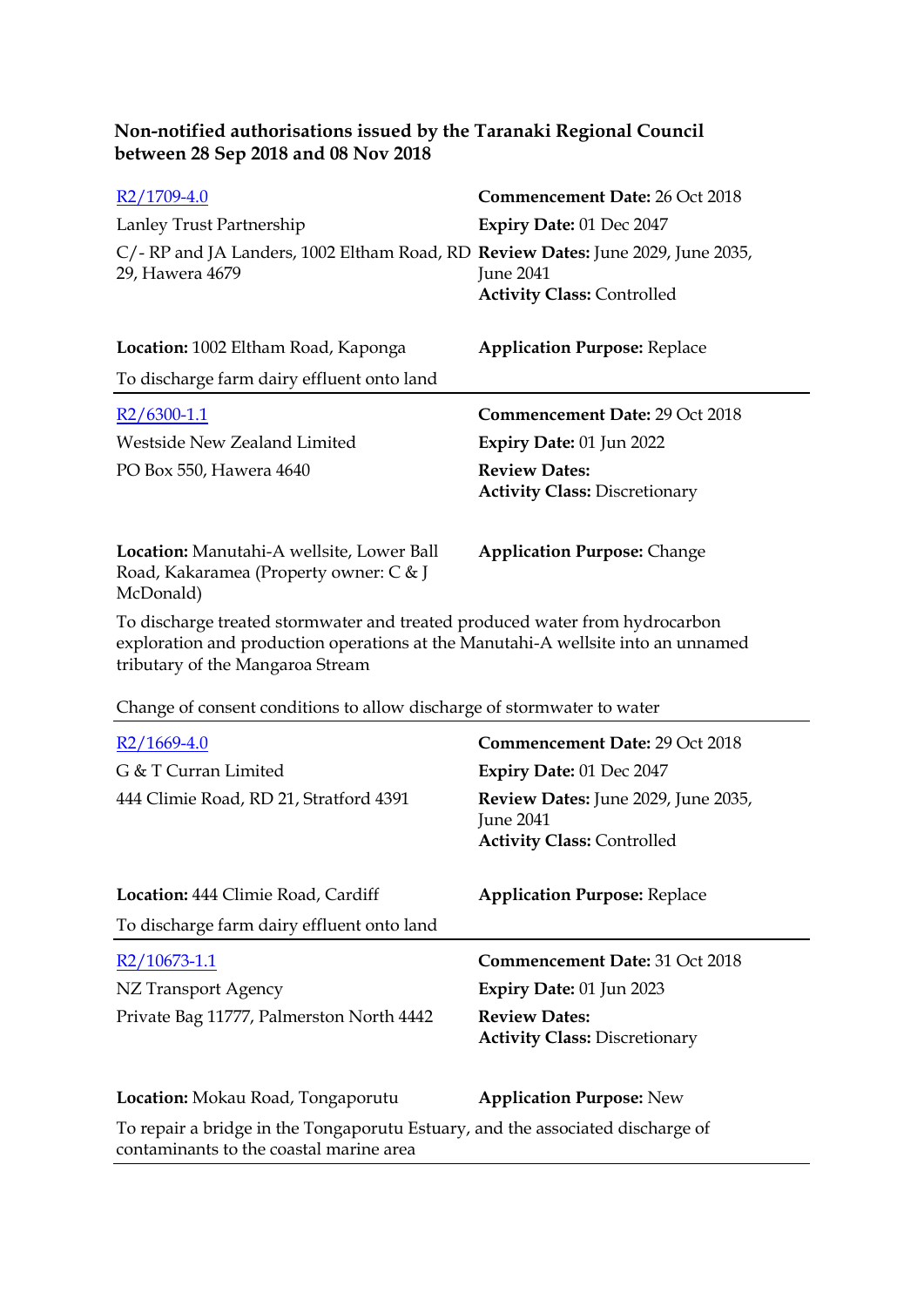**Non-notified authorisations issued by the Taranaki Regional Council between 28 Sep 2018 and 08 Nov 2018**

[R2/1709-4.0](R2/1709-4.0)

Lanley Trust Partnership

C/- RP and JA Landers, 1002 Eltham Road, RD 29, Hawera 4679

**Commencement Date:** 26 Oct 2018

**Expiry Date:** 01 Dec 2047

**Review Dates:** June 2029, June 2035, June 2041

**Activity Class:** Controlled

**Location:** 1002 Eltham Road, Kaponga

**Application Purpose:** Replace

To discharge farm dairy effluent onto land

---

[R2/6300-1.1](R2/6300-1.1)

Westside New Zealand Limited

PO Box 550, Hawera 4640

**Commencement Date:** 29 Oct 2018

**Expiry Date:** 01 Jun 2022

**Review Dates:**

**Activity Class:** Discretionary

**Location:** Manutahi-A wellsite, Lower Ball Road, Kakaramea (Property owner: C & J McDonald)

**Application Purpose:** Change

To discharge treated stormwater and treated produced water from hydrocarbon exploration and production operations at the Manutahi-A wellsite into an unnamed tributary of the Mangaroa Stream

Change of consent conditions to allow discharge of stormwater to water

---

[R2/1669-4.0](R2/1669-4.0)

G & T Curran Limited

444 Climie Road, RD 21, Stratford 4391

**Commencement Date:** 29 Oct 2018

**Expiry Date:** 01 Dec 2047

**Review Dates:** June 2029, June 2035, June 2041

**Activity Class:** Controlled

**Location:** 444 Climie Road, Cardiff

**Application Purpose:** Replace

To discharge farm dairy effluent onto land

---

[R2/10673-1.1](R2/10673-1.1)

NZ Transport Agency

Private Bag 11777, Palmerston North 4442

**Commencement Date:** 31 Oct 2018

**Expiry Date:** 01 Jun 2023

**Review Dates:**

**Activity Class:** Discretionary

**Location:** Mokau Road, Tongaporutu

**Application Purpose:** New

To repair a bridge in the Tongaporutu Estuary, and the associated discharge of contaminants to the coastal marine area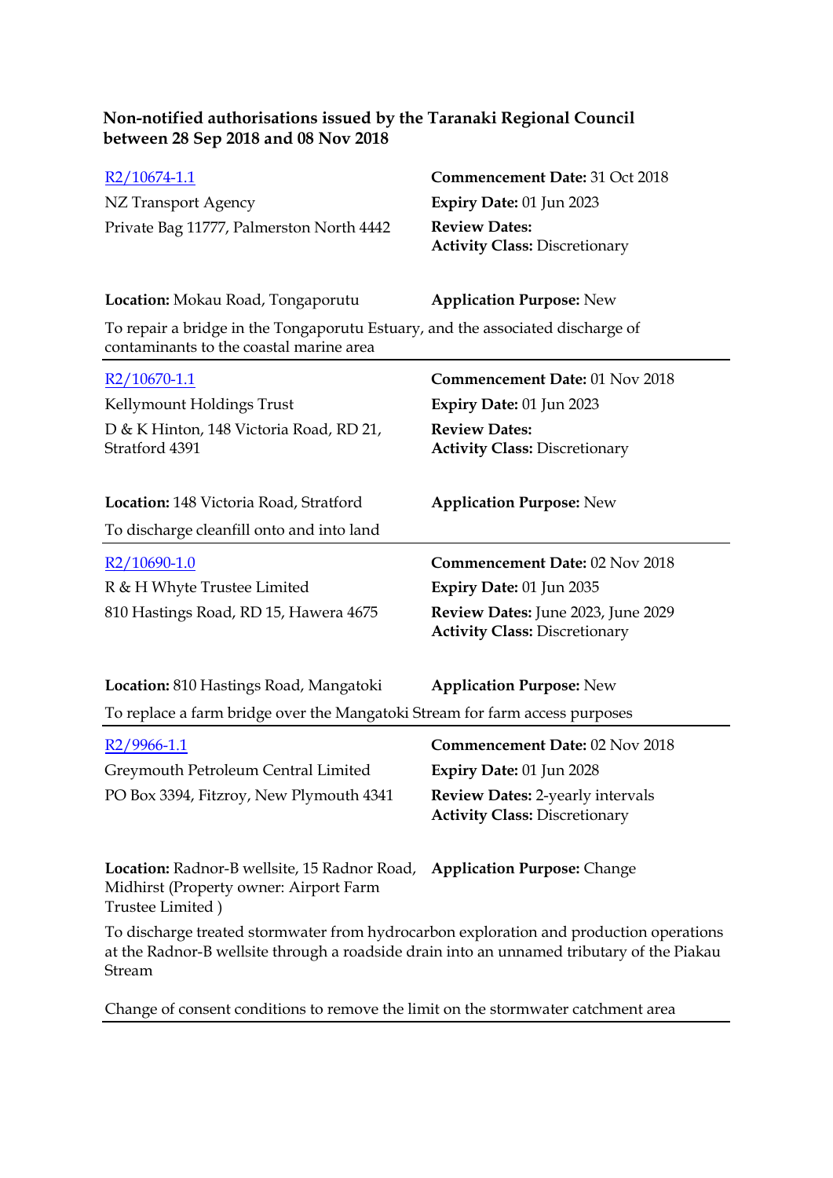**Non-notified authorisations issued by the Taranaki Regional Council between 28 Sep 2018 and 08 Nov 2018**

R2/10674-1.1
NZ Transport Agency
Private Bag 11777, Palmerston North 4442

**Commencement Date:** 31 Oct 2018
**Expiry Date:** 01 Jun 2023
**Review Dates:**
**Activity Class:** Discretionary

**Location:** Mokau Road, Tongaporutu
**Application Purpose:** New

To repair a bridge in the Tongaporutu Estuary, and the associated discharge of contaminants to the coastal marine area

---

R2/10670-1.1
Kellymount Holdings Trust
D & K Hinton, 148 Victoria Road, RD 21, Stratford 4391

**Commencement Date:** 01 Nov 2018
**Expiry Date:** 01 Jun 2023
**Review Dates:**
**Activity Class:** Discretionary

**Location:** 148 Victoria Road, Stratford
**Application Purpose:** New

To discharge cleanfill onto and into land

---

R2/10690-1.0
R & H Whyte Trustee Limited
810 Hastings Road, RD 15, Hawera 4675

**Commencement Date:** 02 Nov 2018
**Expiry Date:** 01 Jun 2035
**Review Dates:** June 2023, June 2029
**Activity Class:** Discretionary

**Location:** 810 Hastings Road, Mangatoki
**Application Purpose:** New

To replace a farm bridge over the Mangatoki Stream for farm access purposes

---

R2/9966-1.1
Greymouth Petroleum Central Limited
PO Box 3394, Fitzroy, New Plymouth 4341

**Commencement Date:** 02 Nov 2018
**Expiry Date:** 01 Jun 2028
**Review Dates:** 2-yearly intervals
**Activity Class:** Discretionary

**Location:** Radnor-B wellsite, 15 Radnor Road, Midhirst (Property owner: Airport Farm Trustee Limited )
**Application Purpose:** Change

To discharge treated stormwater from hydrocarbon exploration and production operations at the Radnor-B wellsite through a roadside drain into an unnamed tributary of the Piakau Stream

Change of consent conditions to remove the limit on the stormwater catchment area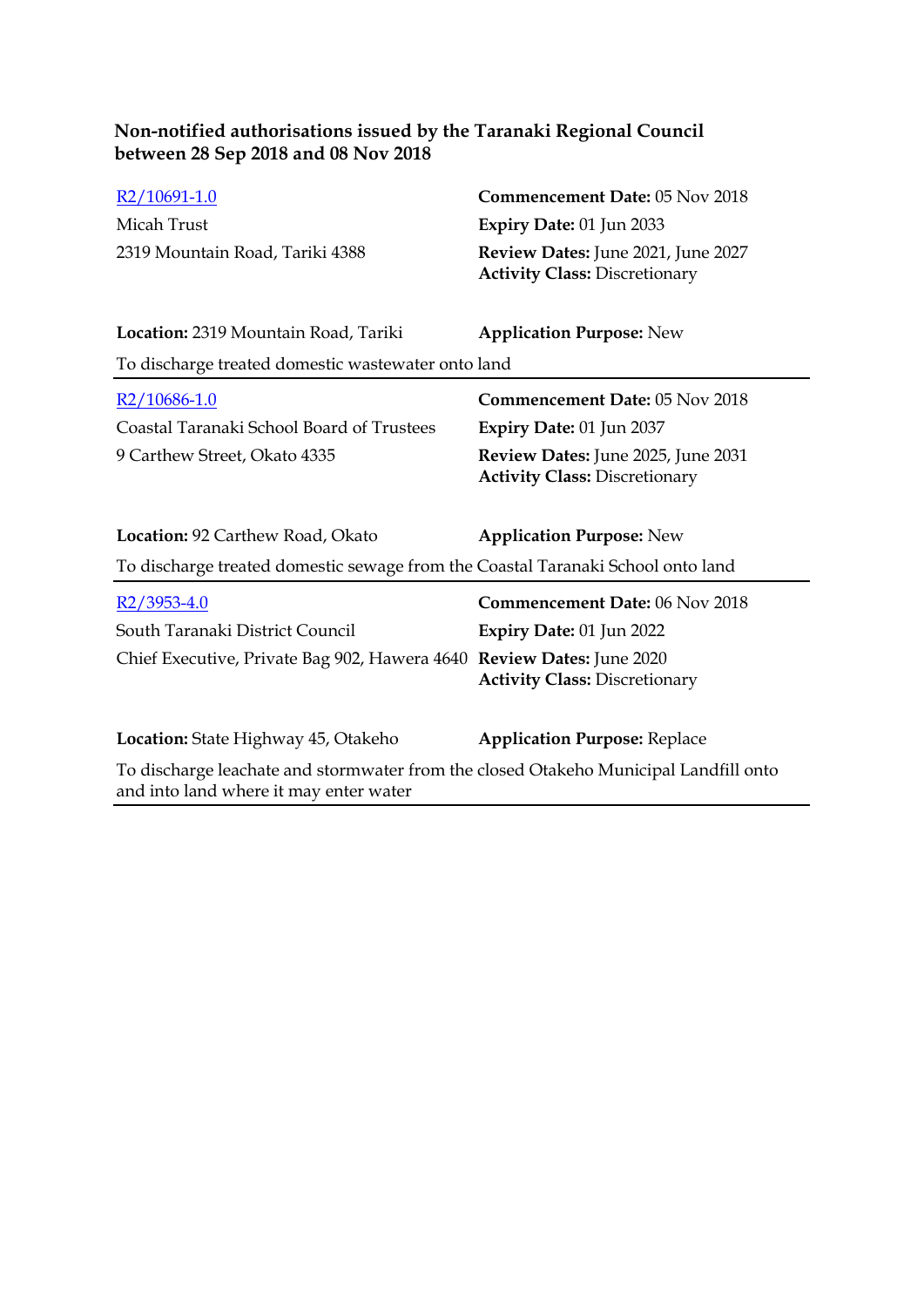**Non-notified authorisations issued by the Taranaki Regional Council between 28 Sep 2018 and 08 Nov 2018**

R2/10691-1.0
Micah Trust
2319 Mountain Road, Tariki 4388

**Commencement Date:** 05 Nov 2018
**Expiry Date:** 01 Jun 2033
**Review Dates:** June 2021, June 2027
**Activity Class:** Discretionary

**Location:** 2319 Mountain Road, Tariki
**Application Purpose:** New

To discharge treated domestic wastewater onto land

---

R2/10686-1.0
Coastal Taranaki School Board of Trustees
9 Carthew Street, Okato 4335

**Commencement Date:** 05 Nov 2018
**Expiry Date:** 01 Jun 2037
**Review Dates:** June 2025, June 2031
**Activity Class:** Discretionary

**Location:** 92 Carthew Road, Okato
**Application Purpose:** New

To discharge treated domestic sewage from the Coastal Taranaki School onto land

---

R2/3953-4.0
South Taranaki District Council
Chief Executive, Private Bag 902, Hawera 4640

**Commencement Date:** 06 Nov 2018
**Expiry Date:** 01 Jun 2022
**Review Dates:** June 2020
**Activity Class:** Discretionary

**Location:** State Highway 45, Otakeho
**Application Purpose:** Replace

To discharge leachate and stormwater from the closed Otakeho Municipal Landfill onto and into land where it may enter water

---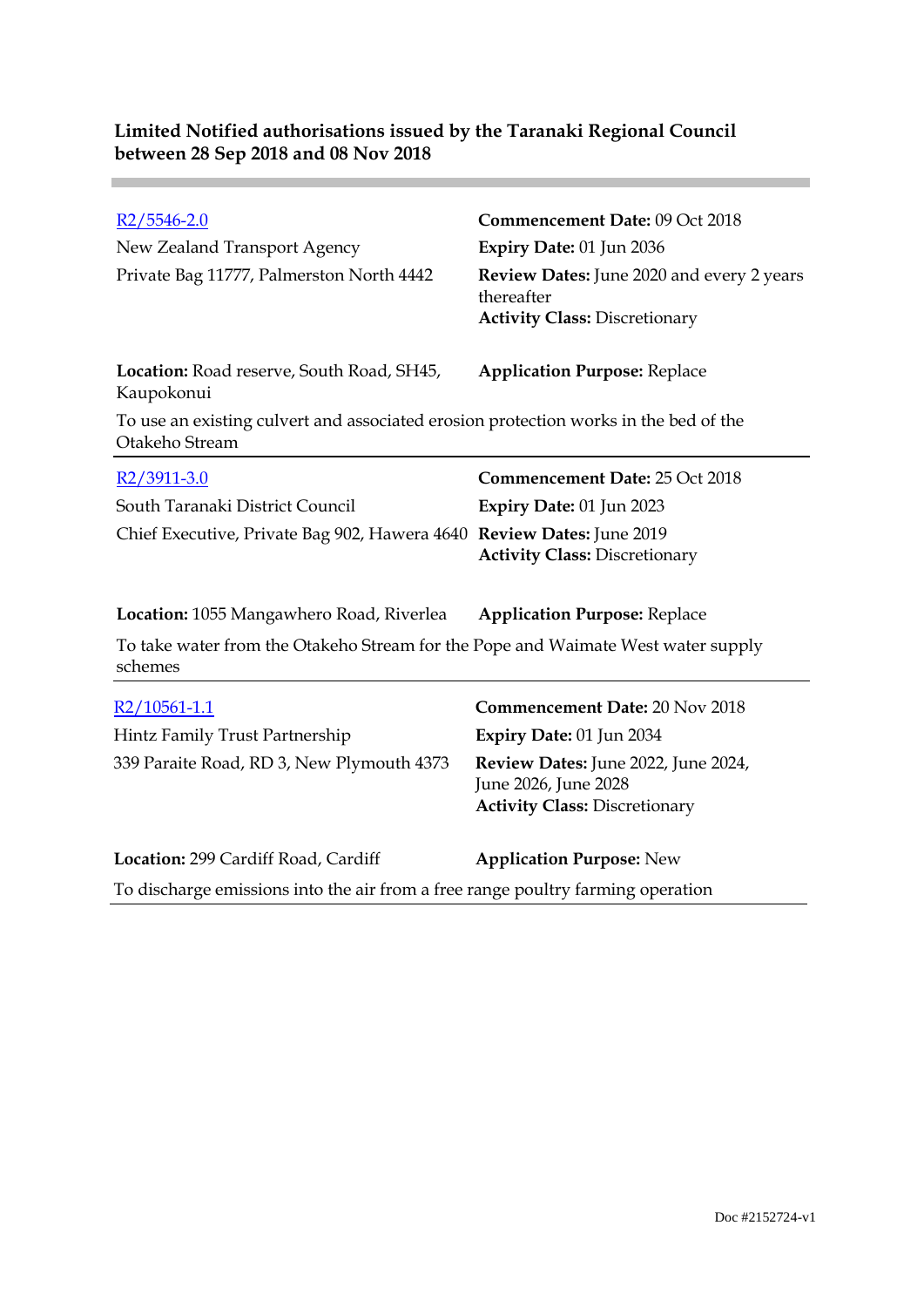**Limited Notified authorisations issued by the Taranaki Regional Council between 28 Sep 2018 and 08 Nov 2018**

---

R2/5546-2.0

New Zealand Transport Agency

Private Bag 11777, Palmerston North 4442

**Commencement Date:** 09 Oct 2018

**Expiry Date:** 01 Jun 2036

**Review Dates:** June 2020 and every 2 years thereafter

**Activity Class:** Discretionary

**Location:** Road reserve, South Road, SH45, Kaupokonui

**Application Purpose:** Replace

To use an existing culvert and associated erosion protection works in the bed of the Otakeho Stream

---

R2/3911-3.0

South Taranaki District Council

Chief Executive, Private Bag 902, Hawera 4640

**Commencement Date:** 25 Oct 2018

**Expiry Date:** 01 Jun 2023

**Review Dates:** June 2019

**Activity Class:** Discretionary

**Location:** 1055 Mangawhero Road, Riverlea

**Application Purpose:** Replace

To take water from the Otakeho Stream for the Pope and Waimate West water supply schemes

---

R2/10561-1.1

Hintz Family Trust Partnership

339 Paraite Road, RD 3, New Plymouth 4373

**Commencement Date:** 20 Nov 2018

**Expiry Date:** 01 Jun 2034

**Review Dates:** June 2022, June 2024, June 2026, June 2028

**Activity Class:** Discretionary

**Location:** 299 Cardiff Road, Cardiff

**Application Purpose:** New

To discharge emissions into the air from a free range poultry farming operation

---

Doc #2152724-v1